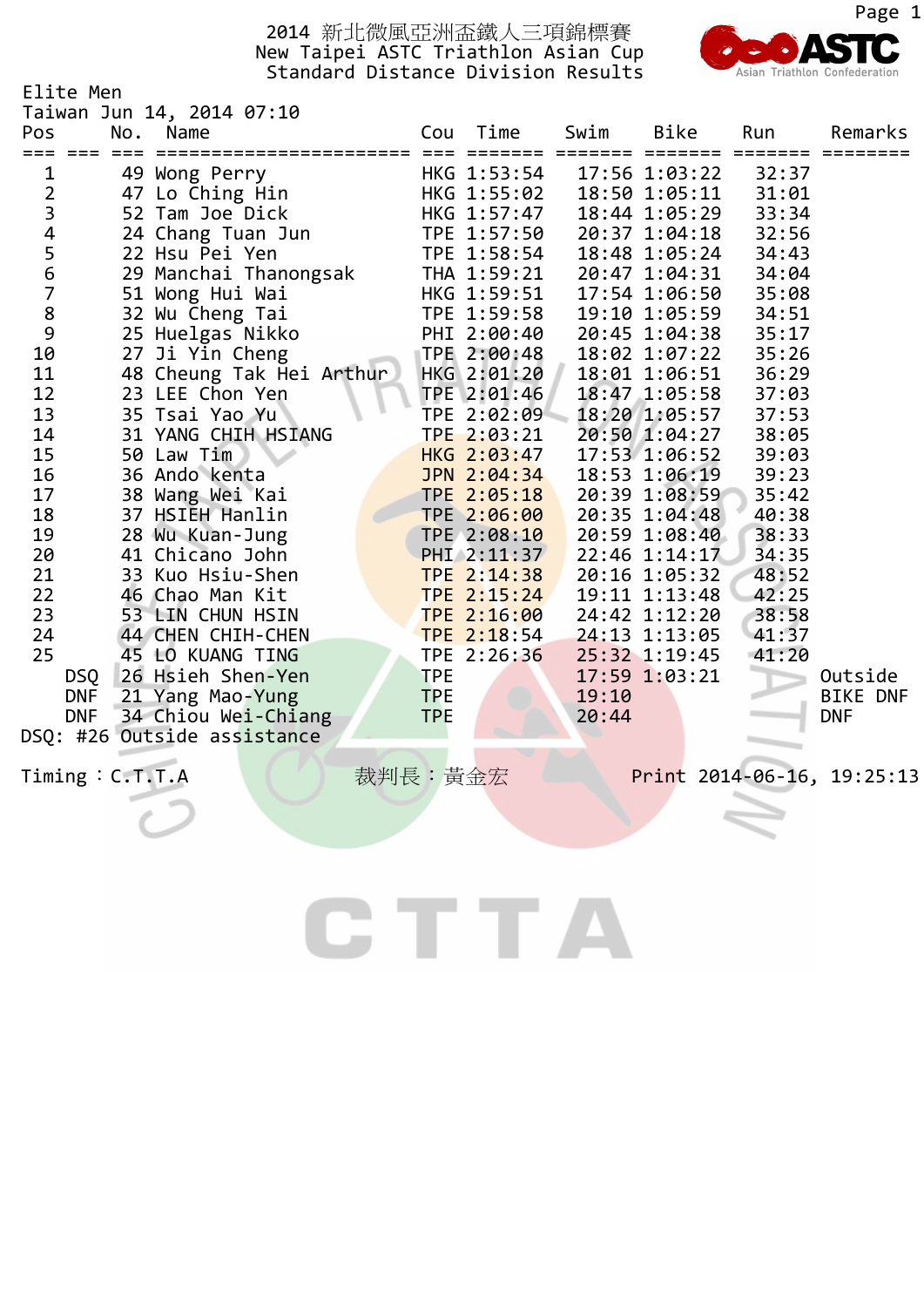# 2014 新北微風亞洲盃鐵人三項錦標賽
# New Taipei ASTC Triathlon Asian Cup
## Standard Distance Division Results

Elite Men
Taiwan Jun 14, 2014 07:10

| Pos | No. | Name | Cou | Time | Swim | Bike | Run | Remarks |
|---|---|---|---|---|---|---|---|---|
| 1 | 49 | Wong Perry | HKG | 1:53:54 | 17:56 | 1:03:22 | 32:37 | |
| 2 | 47 | Lo Ching Hin | HKG | 1:55:02 | 18:50 | 1:05:11 | 31:01 | |
| 3 | 52 | Tam Joe Dick | HKG | 1:57:47 | 18:44 | 1:05:29 | 33:34 | |
| 4 | 24 | Chang Tuan Jun | TPE | 1:57:50 | 20:37 | 1:04:18 | 32:56 | |
| 5 | 22 | Hsu Pei Yen | TPE | 1:58:54 | 18:48 | 1:05:24 | 34:43 | |
| 6 | 29 | Manchai Thanongsak | THA | 1:59:21 | 20:47 | 1:04:31 | 34:04 | |
| 7 | 51 | Wong Hui Wai | HKG | 1:59:51 | 17:54 | 1:06:50 | 35:08 | |
| 8 | 32 | Wu Cheng Tai | TPE | 1:59:58 | 19:10 | 1:05:59 | 34:51 | |
| 9 | 25 | Huelgas Nikko | PHI | 2:00:40 | 20:45 | 1:04:38 | 35:17 | |
| 10 | 27 | Ji Yin Cheng | TPE | 2:00:48 | 18:02 | 1:07:22 | 35:26 | |
| 11 | 48 | Cheung Tak Hei Arthur | HKG | 2:01:20 | 18:01 | 1:06:51 | 36:29 | |
| 12 | 23 | LEE Chon Yen | TPE | 2:01:46 | 18:47 | 1:05:58 | 37:03 | |
| 13 | 35 | Tsai Yao Yu | TPE | 2:02:09 | 18:20 | 1:05:57 | 37:53 | |
| 14 | 31 | YANG CHIH HSIANG | TPE | 2:03:21 | 20:50 | 1:04:27 | 38:05 | |
| 15 | 50 | Law Tim | HKG | 2:03:47 | 17:53 | 1:06:52 | 39:03 | |
| 16 | 36 | Ando kenta | JPN | 2:04:34 | 18:53 | 1:06:19 | 39:23 | |
| 17 | 38 | Wang Wei Kai | TPE | 2:05:18 | 20:39 | 1:08:59 | 35:42 | |
| 18 | 37 | HSIEH Hanlin | TPE | 2:06:00 | 20:35 | 1:04:48 | 40:38 | |
| 19 | 28 | Wu Kuan-Jung | TPE | 2:08:10 | 20:59 | 1:08:40 | 38:33 | |
| 20 | 41 | Chicano John | PHI | 2:11:37 | 22:46 | 1:14:17 | 34:35 | |
| 21 | 33 | Kuo Hsiu-Shen | TPE | 2:14:38 | 20:16 | 1:05:32 | 48:52 | |
| 22 | 46 | Chao Man Kit | TPE | 2:15:24 | 19:11 | 1:13:48 | 42:25 | |
| 23 | 53 | LIN CHUN HSIN | TPE | 2:16:00 | 24:42 | 1:12:20 | 38:58 | |
| 24 | 44 | CHEN CHIH-CHEN | TPE | 2:18:54 | 24:13 | 1:13:05 | 41:37 | |
| 25 | 45 | LO KUANG TING | TPE | 2:26:36 | 25:32 | 1:19:45 | 41:20 | |
| DSQ | 26 | Hsieh Shen-Yen | TPE | | 17:59 | 1:03:21 | | Outside |
| DNF | 21 | Yang Mao-Yung | TPE | | 19:10 | | | BIKE DNF |
| DNF | 34 | Chiou Wei-Chiang | TPE | | 20:44 | | | DNF |

DSQ: #26 Outside assistance

Timing：C.T.T.A 裁判長：黃金宏 Print 2014-06-16, 19:25:13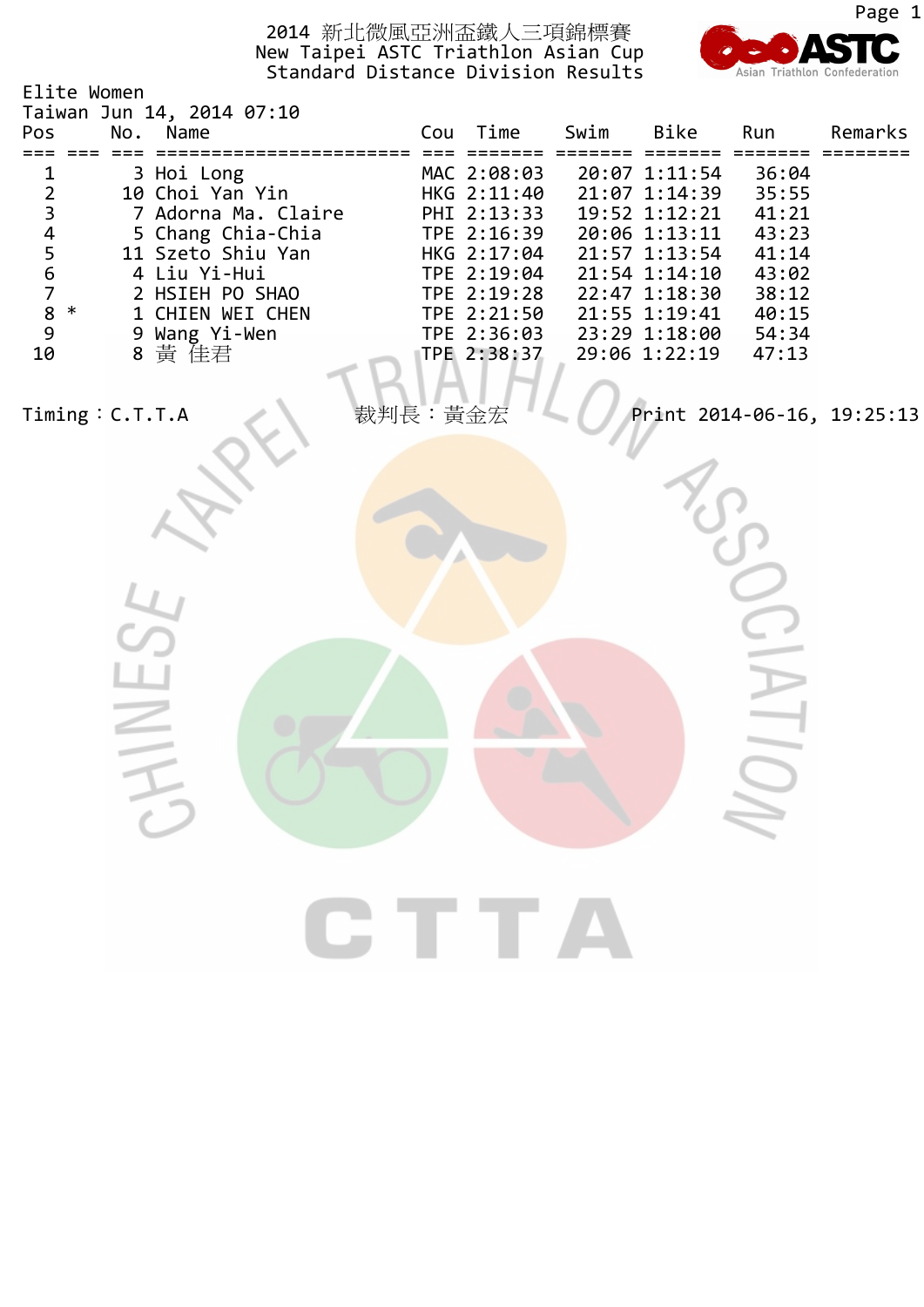2014 新北微風亞洲盃鐵人三項錦標賽
New Taipei ASTC Triathlon Asian Cup
Standard Distance Division Results

Elite Women
Taiwan Jun 14, 2014 07:10

| Pos | | No. | Name | Cou | Time | Swim | Bike | Run | Remarks |
|---|---|---|---|---|---|---|---|---|---|
| 1 | | 3 | Hoi Long | MAC | 2:08:03 | 20:07 | 1:11:54 | 36:04 | |
| 2 | | 10 | Choi Yan Yin | HKG | 2:11:40 | 21:07 | 1:14:39 | 35:55 | |
| 3 | | 7 | Adorna Ma. Claire | PHI | 2:13:33 | 19:52 | 1:12:21 | 41:21 | |
| 4 | | 5 | Chang Chia-Chia | TPE | 2:16:39 | 20:06 | 1:13:11 | 43:23 | |
| 5 | | 11 | Szeto Shiu Yan | HKG | 2:17:04 | 21:57 | 1:13:54 | 41:14 | |
| 6 | | 4 | Liu Yi-Hui | TPE | 2:19:04 | 21:54 | 1:14:10 | 43:02 | |
| 7 | | 2 | HSIEH PO SHAO | TPE | 2:19:28 | 22:47 | 1:18:30 | 38:12 | |
| 8 | * | 1 | CHIEN WEI CHEN | TPE | 2:21:50 | 21:55 | 1:19:41 | 40:15 | |
| 9 | | 9 | Wang Yi-Wen | TPE | 2:36:03 | 23:29 | 1:18:00 | 54:34 | |
| 10 | | 8 | 黃 佳君 | TPE | 2:38:37 | 29:06 | 1:22:19 | 47:13 | |

Timing：C.T.T.A 裁判長：黃金宏 Print 2014-06-16, 19:25:13